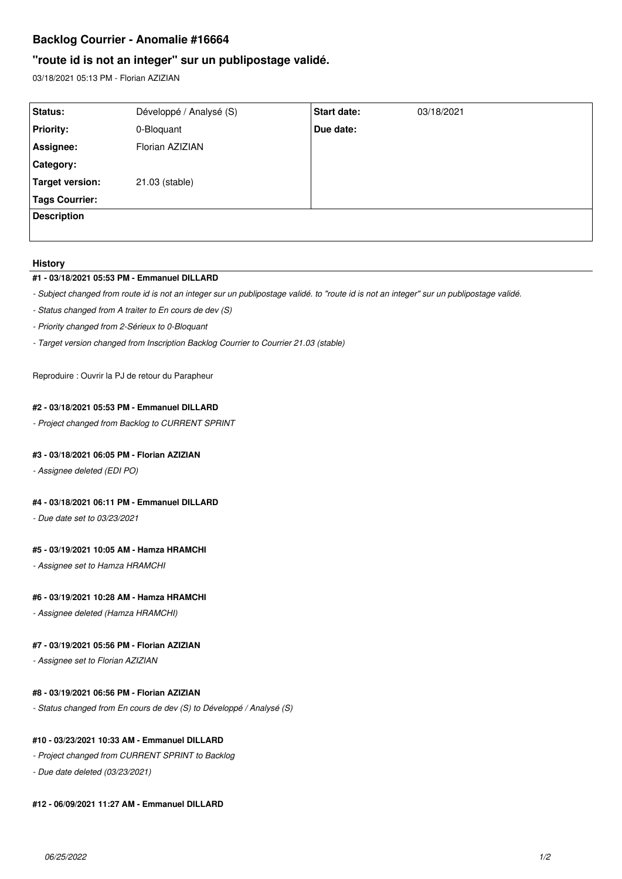# Backlog Courrier - Anomalie #16664

## "route id is not an integer" sur un publipostage validé.

03/18/2021 05:13 PM - Florian AZIZIAN

| Status: | Développé / Analysé (S) | Start date: | 03/18/2021 |
|---|---|---|---|
| Priority: | 0-Bloquant | Due date: | |
| Assignee: | Florian AZIZIAN | | |
| Category: | | | |
| Target version: | 21.03 (stable) | | |
| Tags Courrier: | | | |

**Description**

### History

#### #1 - 03/18/2021 05:53 PM - Emmanuel DILLARD

- *Subject changed from route id is not an integer sur un publipostage validé. to "route id is not an integer" sur un publipostage validé.*
- *Status changed from A traiter to En cours de dev (S)*
- *Priority changed from 2-Sérieux to 0-Bloquant*
- *Target version changed from Inscription Backlog Courrier to Courrier 21.03 (stable)*

Reproduire : Ouvrir la PJ de retour du Parapheur

#### #2 - 03/18/2021 05:53 PM - Emmanuel DILLARD

- *Project changed from Backlog to CURRENT SPRINT*

#### #3 - 03/18/2021 06:05 PM - Florian AZIZIAN

- *Assignee deleted (EDI PO)*

#### #4 - 03/18/2021 06:11 PM - Emmanuel DILLARD

- *Due date set to 03/23/2021*

#### #5 - 03/19/2021 10:05 AM - Hamza HRAMCHI

- *Assignee set to Hamza HRAMCHI*

#### #6 - 03/19/2021 10:28 AM - Hamza HRAMCHI

- *Assignee deleted (Hamza HRAMCHI)*

#### #7 - 03/19/2021 05:56 PM - Florian AZIZIAN

- *Assignee set to Florian AZIZIAN*

#### #8 - 03/19/2021 06:56 PM - Florian AZIZIAN

- *Status changed from En cours de dev (S) to Développé / Analysé (S)*

#### #10 - 03/23/2021 10:33 AM - Emmanuel DILLARD

- *Project changed from CURRENT SPRINT to Backlog*
- *Due date deleted (03/23/2021)*

#### #12 - 06/09/2021 11:27 AM - Emmanuel DILLARD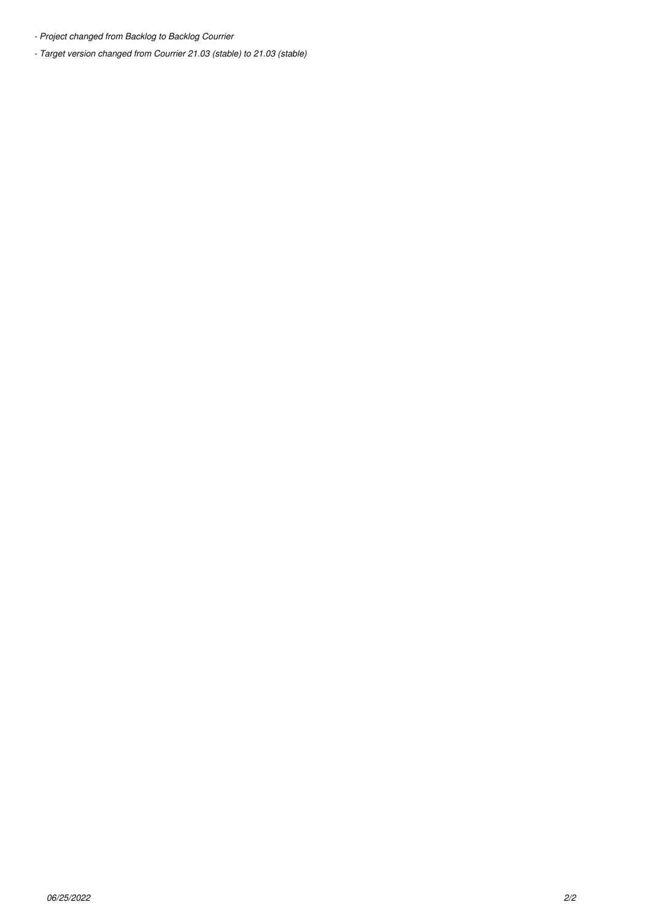*- Project changed from Backlog to Backlog Courrier*

*- Target version changed from Courrier 21.03 (stable) to 21.03 (stable)*